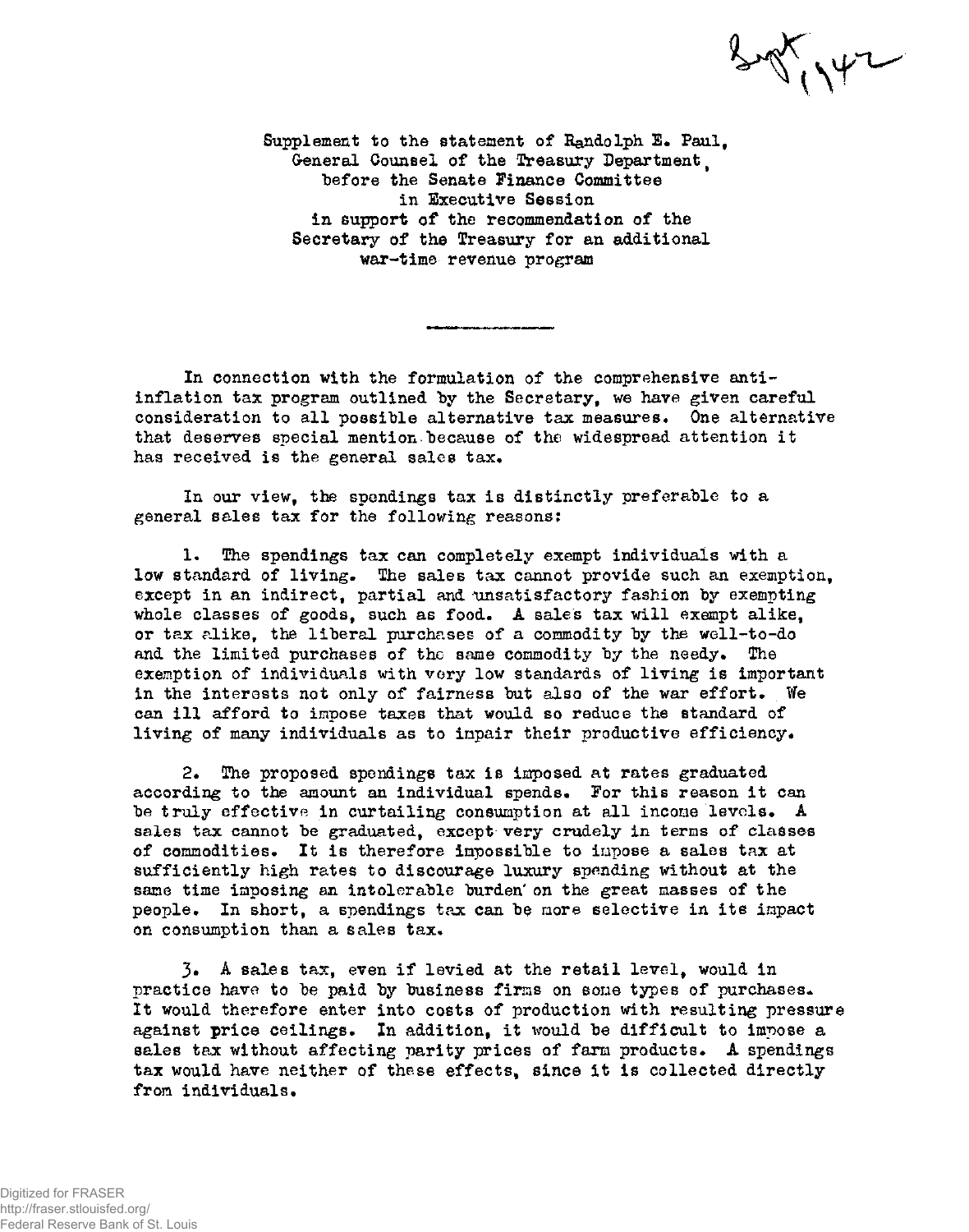Sept, 1942

Supplement to the statement of Randolph E. Paul, General Counsel of the Treasury Department, before the Senate Finance Committee in Executive Session in support of the recommendation of the Secretary of the Treasury for an additional war-time revenue program

---

In connection with the formulation of the comprehensive anti-inflation tax program outlined by the Secretary, we have given careful consideration to all possible alternative tax measures. One alternative that deserves special mention because of the widespread attention it has received is the general sales tax.

In our view, the spendings tax is distinctly preferable to a general sales tax for the following reasons:

1. The spendings tax can completely exempt individuals with a low standard of living. The sales tax cannot provide such an exemption, except in an indirect, partial and unsatisfactory fashion by exempting whole classes of goods, such as food. A sales tax will exempt alike, or tax alike, the liberal purchases of a commodity by the well-to-do and the limited purchases of the same commodity by the needy. The exemption of individuals with very low standards of living is important in the interests not only of fairness but also of the war effort. We can ill afford to impose taxes that would so reduce the standard of living of many individuals as to impair their productive efficiency.

2. The proposed spendings tax is imposed at rates graduated according to the amount an individual spends. For this reason it can be truly effective in curtailing consumption at all income levels. A sales tax cannot be graduated, except very crudely in terms of classes of commodities. It is therefore impossible to impose a sales tax at sufficiently high rates to discourage luxury spending without at the same time imposing an intolerable burden on the great masses of the people. In short, a spendings tax can be more selective in its impact on consumption than a sales tax.

3. A sales tax, even if levied at the retail level, would in practice have to be paid by business firms on some types of purchases. It would therefore enter into costs of production with resulting pressure against price ceilings. In addition, it would be difficult to impose a sales tax without affecting parity prices of farm products. A spendings tax would have neither of these effects, since it is collected directly from individuals.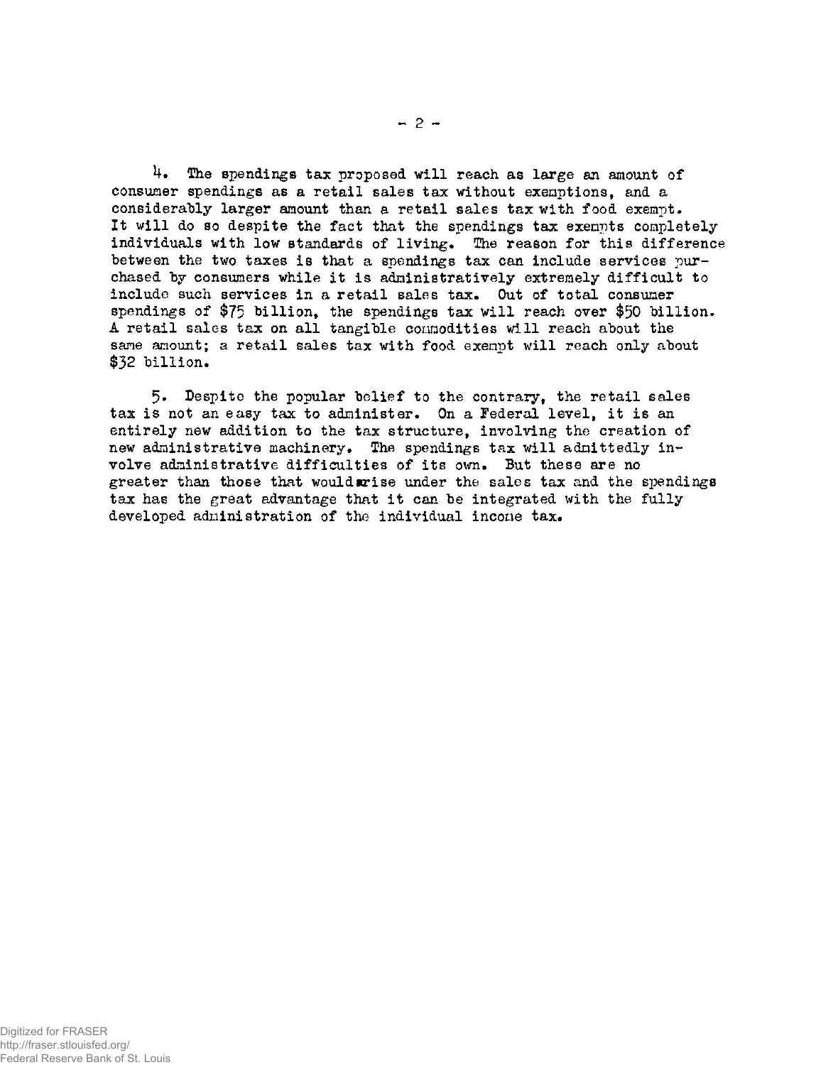4. The spendings tax proposed will reach as large an amount of consumer spendings as a retail sales tax without exemptions, and a considerably larger amount than a retail sales tax with food exempt. It will do so despite the fact that the spendings tax exempts completely individuals with low standards of living. The reason for this difference between the two taxes is that a spendings tax can include services purchased by consumers while it is administratively extremely difficult to include such services in a retail sales tax. Out of total consumer spendings of $75 billion, the spendings tax will reach over $50 billion. A retail sales tax on all tangible commodities will reach about the same amount; a retail sales tax with food exempt will reach only about $32 billion.

5. Despite the popular belief to the contrary, the retail sales tax is not an easy tax to administer. On a Federal level, it is an entirely new addition to the tax structure, involving the creation of new administrative machinery. The spendings tax will admittedly involve administrative difficulties of its own. But these are no greater than those that would arise under the sales tax and the spendings tax has the great advantage that it can be integrated with the fully developed administration of the individual income tax.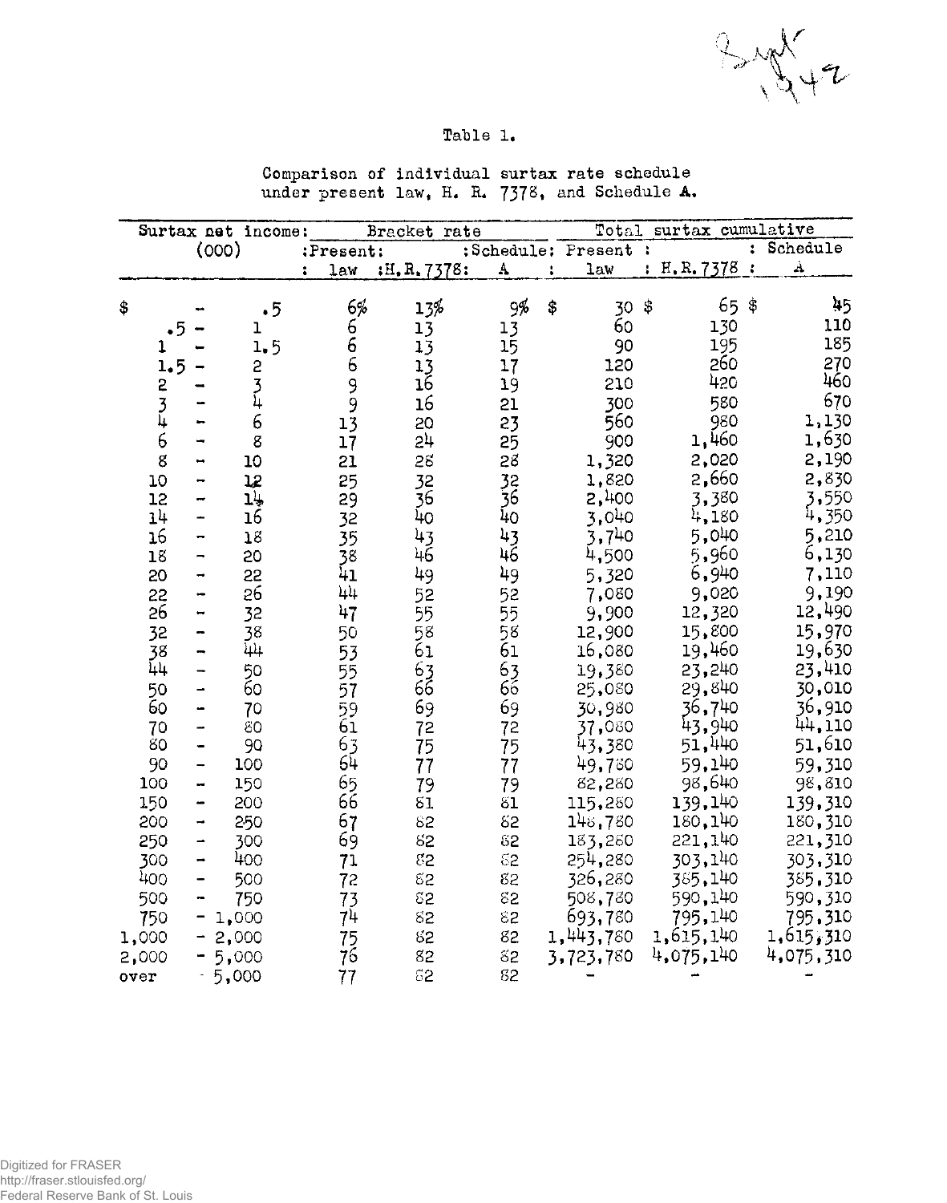Sept 1942

Table 1.

Comparison of individual surtax rate schedule under present law, H. R. 7378, and Schedule A.

| Surtax net income: (000) | Bracket rate | | | Total surtax cumulative | | |
|---|---|---|---|---|---|---|
| | Present: law | H.R.7378 | Schedule: A | Present: law | H.R.7378 | Schedule A |
| $ - .5 | 6% | 13% | 9% | $ 30 | $ 65 | $ 45 |
| .5 - 1 | 6 | 13 | 13 | 60 | 130 | 110 |
| 1 - 1.5 | 6 | 13 | 15 | 90 | 195 | 185 |
| 1.5 - 2 | 6 | 13 | 17 | 120 | 260 | 270 |
| 2 - 3 | 9 | 16 | 19 | 210 | 420 | 460 |
| 3 - 4 | 9 | 16 | 21 | 300 | 580 | 670 |
| 4 - 6 | 13 | 20 | 23 | 560 | 980 | 1,130 |
| 6 - 8 | 17 | 24 | 25 | 900 | 1,460 | 1,630 |
| 8 - 10 | 21 | 28 | 28 | 1,320 | 2,020 | 2,190 |
| 10 - 12 | 25 | 32 | 32 | 1,820 | 2,660 | 2,830 |
| 12 - 14 | 29 | 36 | 36 | 2,400 | 3,380 | 3,550 |
| 14 - 16 | 32 | 40 | 40 | 3,040 | 4,180 | 4,350 |
| 16 - 18 | 35 | 43 | 43 | 3,740 | 5,040 | 5,210 |
| 18 - 20 | 38 | 46 | 46 | 4,500 | 5,960 | 6,130 |
| 20 - 22 | 41 | 49 | 49 | 5,320 | 6,940 | 7,110 |
| 22 - 26 | 44 | 52 | 52 | 7,080 | 9,020 | 9,190 |
| 26 - 32 | 47 | 55 | 55 | 9,900 | 12,320 | 12,490 |
| 32 - 38 | 50 | 58 | 58 | 12,900 | 15,800 | 15,970 |
| 38 - 44 | 53 | 61 | 61 | 16,080 | 19,460 | 19,630 |
| 44 - 50 | 55 | 63 | 63 | 19,380 | 23,240 | 23,410 |
| 50 - 60 | 57 | 66 | 66 | 25,080 | 29,840 | 30,010 |
| 60 - 70 | 59 | 69 | 69 | 30,980 | 36,740 | 36,910 |
| 70 - 80 | 61 | 72 | 72 | 37,080 | 43,940 | 44,110 |
| 80 - 90 | 63 | 75 | 75 | 43,380 | 51,440 | 51,610 |
| 90 - 100 | 64 | 77 | 77 | 49,780 | 59,140 | 59,310 |
| 100 - 150 | 65 | 79 | 79 | 82,280 | 98,640 | 98,810 |
| 150 - 200 | 66 | 81 | 81 | 115,280 | 139,140 | 139,310 |
| 200 - 250 | 67 | 82 | 82 | 148,780 | 180,140 | 180,310 |
| 250 - 300 | 69 | 82 | 82 | 183,280 | 221,140 | 221,310 |
| 300 - 400 | 71 | 82 | 82 | 254,280 | 303,140 | 303,310 |
| 400 - 500 | 72 | 82 | 82 | 326,280 | 385,140 | 385,310 |
| 500 - 750 | 73 | 82 | 82 | 508,780 | 590,140 | 590,310 |
| 750 - 1,000 | 74 | 82 | 82 | 693,780 | 795,140 | 795,310 |
| 1,000 - 2,000 | 75 | 82 | 82 | 1,443,780 | 1,615,140 | 1,615,310 |
| 2,000 - 5,000 | 76 | 82 | 82 | 3,723,780 | 4,075,140 | 4,075,310 |
| over 5,000 | 77 | 82 | 82 | - | - | - |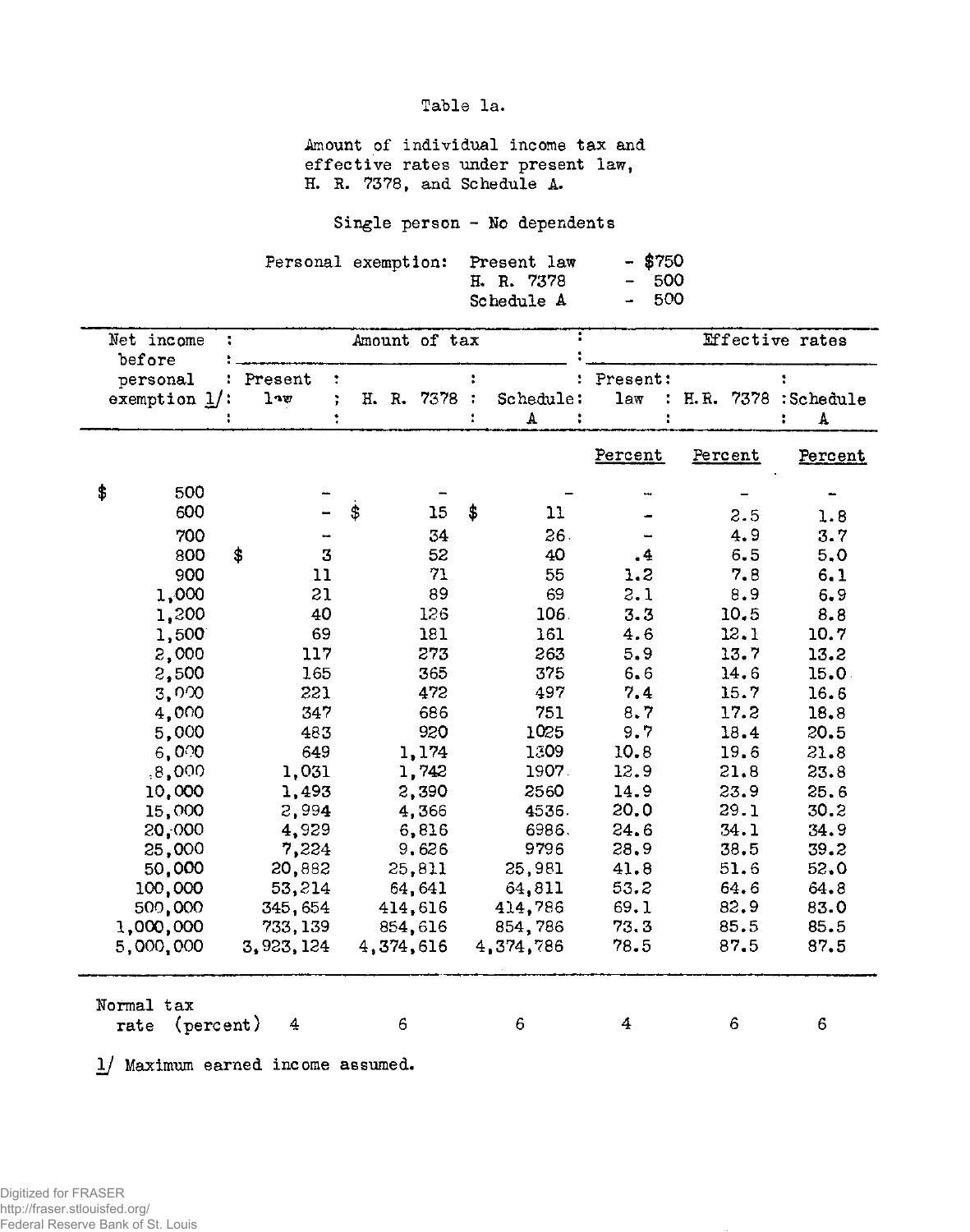Table 1a.

Amount of individual income tax and effective rates under present law, H. R. 7378, and Schedule A.

Single person - No dependents

Personal exemption: Present law - $750
H. R. 7378 - 500
Schedule A - 500

| Net income before personal exemption 1/ | Amount of tax | | | Effective rates | | |
|---|---|---|---|---|---|---|
| | Present law | H. R. 7378 | Schedule A | Present law | H.R. 7378 | Schedule A |
| | | | | Percent | Percent | Percent |
| $ 500 | – | – | – | – | – | – |
| 600 | – | $ 15 | $ 11 | – | 2.5 | 1.8 |
| 700 | – | 34 | 26 | – | 4.9 | 3.7 |
| 800 | $ 3 | 52 | 40 | .4 | 6.5 | 5.0 |
| 900 | 11 | 71 | 55 | 1.2 | 7.8 | 6.1 |
| 1,000 | 21 | 89 | 69 | 2.1 | 8.9 | 6.9 |
| 1,200 | 40 | 126 | 106 | 3.3 | 10.5 | 8.8 |
| 1,500 | 69 | 181 | 161 | 4.6 | 12.1 | 10.7 |
| 2,000 | 117 | 273 | 263 | 5.9 | 13.7 | 13.2 |
| 2,500 | 165 | 365 | 375 | 6.6 | 14.6 | 15.0 |
| 3,000 | 221 | 472 | 497 | 7.4 | 15.7 | 16.6 |
| 4,000 | 347 | 686 | 751 | 8.7 | 17.2 | 18.8 |
| 5,000 | 483 | 920 | 1025 | 9.7 | 18.4 | 20.5 |
| 6,000 | 649 | 1,174 | 1309 | 10.8 | 19.6 | 21.8 |
| 8,000 | 1,031 | 1,742 | 1907 | 12.9 | 21.8 | 23.8 |
| 10,000 | 1,493 | 2,390 | 2560 | 14.9 | 23.9 | 25.6 |
| 15,000 | 2,994 | 4,366 | 4536 | 20.0 | 29.1 | 30.2 |
| 20,000 | 4,929 | 6,816 | 6986 | 24.6 | 34.1 | 34.9 |
| 25,000 | 7,224 | 9,626 | 9796 | 28.9 | 38.5 | 39.2 |
| 50,000 | 20,882 | 25,811 | 25,981 | 41.8 | 51.6 | 52.0 |
| 100,000 | 53,214 | 64,641 | 64,811 | 53.2 | 64.6 | 64.8 |
| 500,000 | 345,654 | 414,616 | 414,786 | 69.1 | 82.9 | 83.0 |
| 1,000,000 | 733,139 | 854,616 | 854,786 | 73.3 | 85.5 | 85.5 |
| 5,000,000 | 3,923,124 | 4,374,616 | 4,374,786 | 78.5 | 87.5 | 87.5 |
| Normal tax rate (percent) | 4 | 6 | 6 | 4 | 6 | 6 |

1/ Maximum earned income assumed.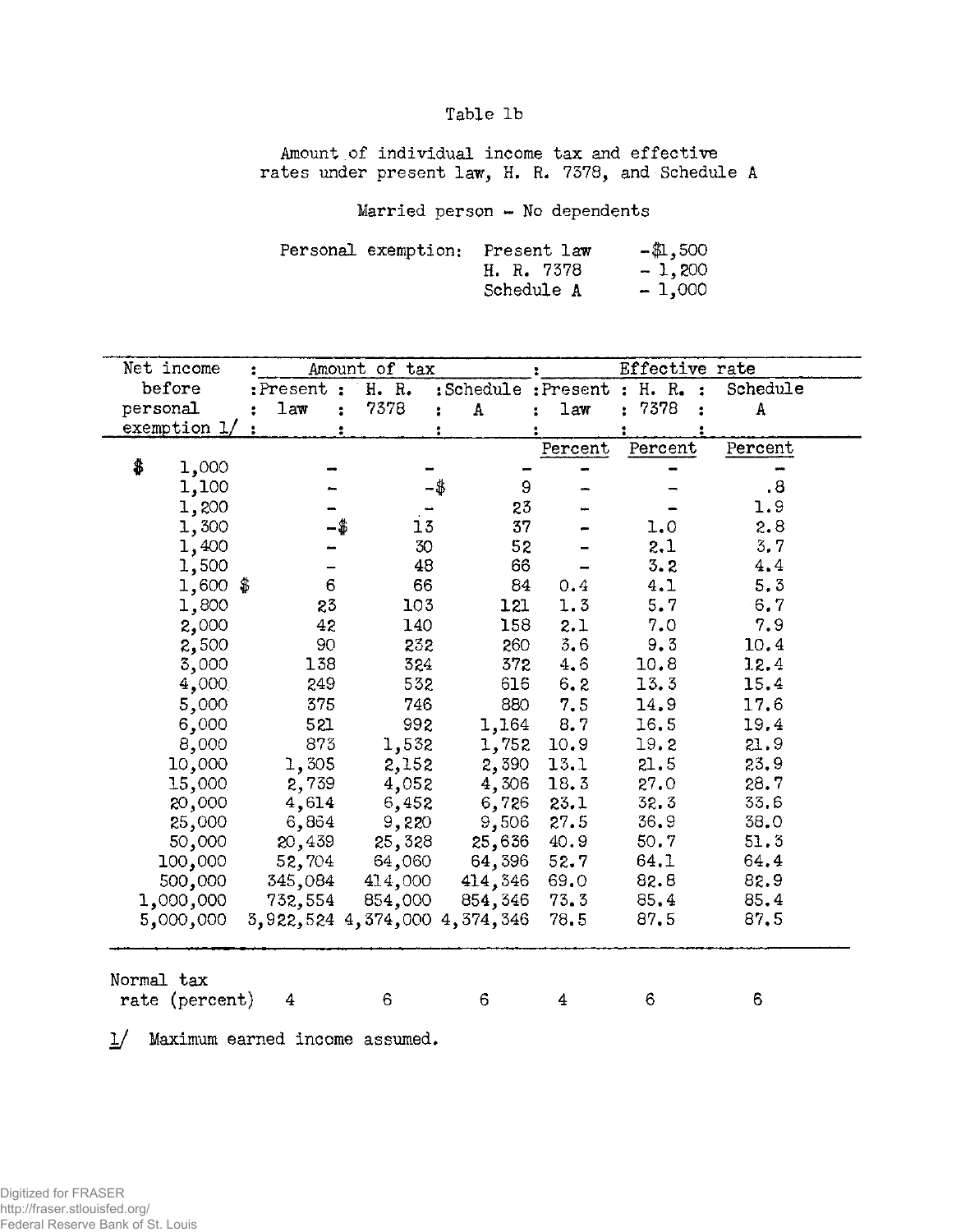Table 1b

Amount of individual income tax and effective rates under present law, H. R. 7378, and Schedule A

Married person – No dependents

Personal exemption: Present law – $1,500
H. R. 7378 – 1,200
Schedule A – 1,000

| Net income before personal exemption 1/ | Amount of tax | | | Effective rate | | |
|---|---|---|---|---|---|---|
| | Present law | H. R. 7378 | Schedule A | Present law | H. R. 7378 | Schedule A |
| | | | | Percent | Percent | Percent |
| $ 1,000 | – | – | – | – | – | – |
| 1,100 | – | –$ | 9 | – | – | .8 |
| 1,200 | – | – | 23 | – | – | 1.9 |
| 1,300 | –$ | 13 | 37 | – | 1.0 | 2.8 |
| 1,400 | – | 30 | 52 | – | 2.1 | 3.7 |
| 1,500 | – | 48 | 66 | – | 3.2 | 4.4 |
| 1,600 | $ 6 | 66 | 84 | 0.4 | 4.1 | 5.3 |
| 1,800 | 23 | 103 | 121 | 1.3 | 5.7 | 6.7 |
| 2,000 | 42 | 140 | 158 | 2.1 | 7.0 | 7.9 |
| 2,500 | 90 | 232 | 260 | 3.6 | 9.3 | 10.4 |
| 3,000 | 138 | 324 | 372 | 4.6 | 10.8 | 12.4 |
| 4,000 | 249 | 532 | 616 | 6.2 | 13.3 | 15.4 |
| 5,000 | 375 | 746 | 880 | 7.5 | 14.9 | 17.6 |
| 6,000 | 521 | 992 | 1,164 | 8.7 | 16.5 | 19.4 |
| 8,000 | 873 | 1,532 | 1,752 | 10.9 | 19.2 | 21.9 |
| 10,000 | 1,305 | 2,152 | 2,390 | 13.1 | 21.5 | 23.9 |
| 15,000 | 2,739 | 4,052 | 4,306 | 18.3 | 27.0 | 28.7 |
| 20,000 | 4,614 | 6,452 | 6,726 | 23.1 | 32.3 | 33.6 |
| 25,000 | 6,864 | 9,220 | 9,506 | 27.5 | 36.9 | 38.0 |
| 50,000 | 20,439 | 25,328 | 25,636 | 40.9 | 50.7 | 51.3 |
| 100,000 | 52,704 | 64,060 | 64,396 | 52.7 | 64.1 | 64.4 |
| 500,000 | 345,084 | 414,000 | 414,346 | 69.0 | 82.8 | 82.9 |
| 1,000,000 | 732,554 | 854,000 | 854,346 | 73.3 | 85.4 | 85.4 |
| 5,000,000 | 3,922,524 | 4,374,000 | 4,374,346 | 78.5 | 87.5 | 87.5 |
| Normal tax rate (percent) | 4 | 6 | 6 | 4 | 6 | 6 |

1/ Maximum earned income assumed.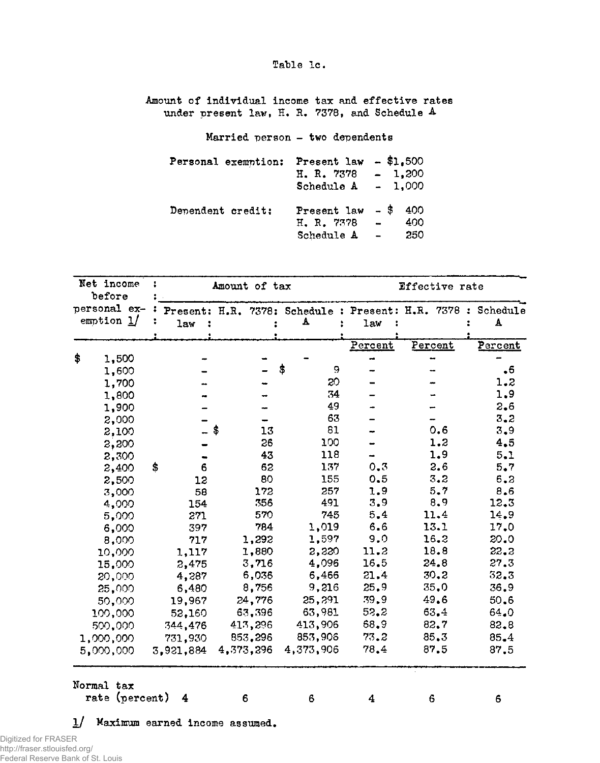Table 1c.

Amount of individual income tax and effective rates under present law, H. R. 7378, and Schedule A

Married person – two dependents

Personal exemption: Present law – $1,500
H. R. 7378 – 1,200
Schedule A – 1,000

Dependent credit: Present law – $ 400
H. R. 7378 – 400
Schedule A – 250

| Net income before personal exemption 1/ | Amount of tax | | | Effective rate | | |
|---|---|---|---|---|---|---|
| | Present law | H.R. 7378 | Schedule A | Present law | H.R. 7378 | Schedule A |
| | | | | Percent | Percent | Percent |
| $ 1,500 | – | – | – | – | – | – |
| 1,600 | – | – | $ 9 | – | – | .6 |
| 1,700 | – | – | 20 | – | – | 1.2 |
| 1,800 | – | – | 34 | – | – | 1.9 |
| 1,900 | – | – | 49 | – | – | 2.6 |
| 2,000 | – | – | 63 | – | – | 3.2 |
| 2,100 | – | $ 13 | 81 | – | 0.6 | 3.9 |
| 2,200 | – | 26 | 100 | – | 1.2 | 4.5 |
| 2,300 | – | 43 | 118 | – | 1.9 | 5.1 |
| 2,400 | $ 6 | 62 | 137 | 0.3 | 2.6 | 5.7 |
| 2,500 | 12 | 80 | 155 | 0.5 | 3.2 | 6.2 |
| 3,000 | 58 | 172 | 257 | 1.9 | 5.7 | 8.6 |
| 4,000 | 154 | 356 | 491 | 3.9 | 8.9 | 12.3 |
| 5,000 | 271 | 570 | 745 | 5.4 | 11.4 | 14.9 |
| 6,000 | 397 | 784 | 1,019 | 6.6 | 13.1 | 17.0 |
| 8,000 | 717 | 1,292 | 1,597 | 9.0 | 16.2 | 20.0 |
| 10,000 | 1,117 | 1,880 | 2,220 | 11.2 | 18.8 | 22.2 |
| 15,000 | 2,475 | 3,716 | 4,096 | 16.5 | 24.8 | 27.3 |
| 20,000 | 4,287 | 6,036 | 6,466 | 21.4 | 30.2 | 32.3 |
| 25,000 | 6,480 | 8,756 | 9,216 | 25.9 | 35.0 | 36.9 |
| 50,000 | 19,967 | 24,776 | 25,291 | 39.9 | 49.6 | 50.6 |
| 100,000 | 52,160 | 63,396 | 63,981 | 52.2 | 63.4 | 64.0 |
| 500,000 | 344,476 | 413,296 | 413,906 | 68.9 | 82.7 | 82.8 |
| 1,000,000 | 731,930 | 853,296 | 853,906 | 73.2 | 85.3 | 85.4 |
| 5,000,000 | 3,921,884 | 4,373,296 | 4,373,906 | 78.4 | 87.5 | 87.5 |
| Normal tax rate (percent) | 4 | 6 | 6 | 4 | 6 | 6 |

1/ Maximum earned income assumed.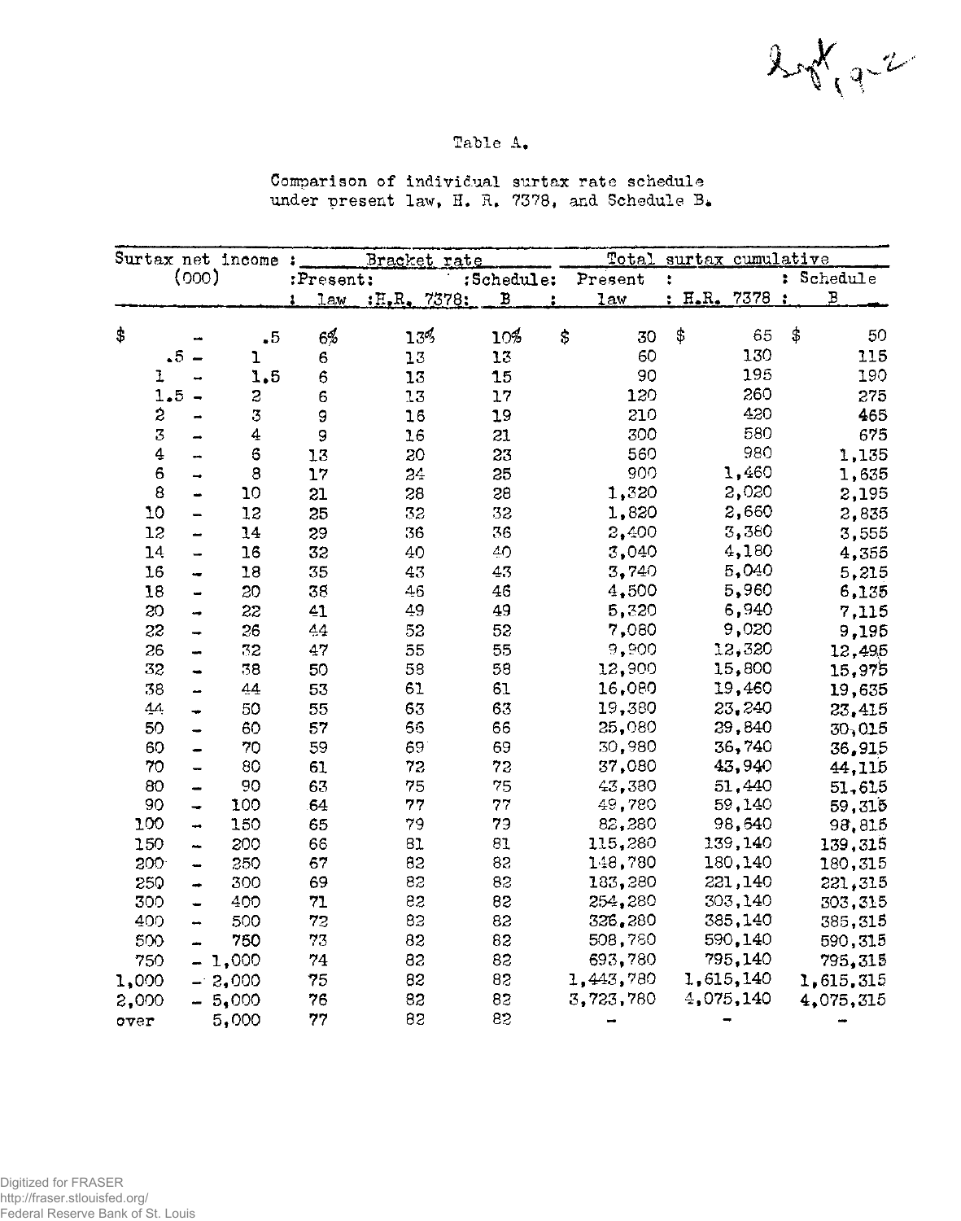Table A.

Comparison of individual surtax rate schedule under present law, H. R. 7378, and Schedule B.

| Surtax net income (000) | Bracket rate | | | Total surtax cumulative | | |
|---|---|---|---|---|---|---|
| | Present: law | H.R. 7378 | Schedule: B | Present law | H.R. 7378 | Schedule B |
| $ - .5 | 6% | 13% | 10% | $ 30 | $ 65 | $ 50 |
| .5 - 1 | 6 | 13 | 13 | 60 | 130 | 115 |
| 1 - 1.5 | 6 | 13 | 15 | 90 | 195 | 190 |
| 1.5 - 2 | 6 | 13 | 17 | 120 | 260 | 275 |
| 2 - 3 | 9 | 16 | 19 | 210 | 420 | 465 |
| 3 - 4 | 9 | 16 | 21 | 300 | 580 | 675 |
| 4 - 6 | 13 | 20 | 23 | 560 | 980 | 1,135 |
| 6 - 8 | 17 | 24 | 25 | 900 | 1,460 | 1,635 |
| 8 - 10 | 21 | 28 | 28 | 1,320 | 2,020 | 2,195 |
| 10 - 12 | 25 | 32 | 32 | 1,820 | 2,660 | 2,835 |
| 12 - 14 | 29 | 36 | 36 | 2,400 | 3,380 | 3,555 |
| 14 - 16 | 32 | 40 | 40 | 3,040 | 4,180 | 4,355 |
| 16 - 18 | 35 | 43 | 43 | 3,740 | 5,040 | 5,215 |
| 18 - 20 | 38 | 46 | 46 | 4,500 | 5,960 | 6,135 |
| 20 - 22 | 41 | 49 | 49 | 5,320 | 6,940 | 7,115 |
| 22 - 26 | 44 | 52 | 52 | 7,080 | 9,020 | 9,195 |
| 26 - 32 | 47 | 55 | 55 | 9,900 | 12,320 | 12,495 |
| 32 - 38 | 50 | 58 | 58 | 12,900 | 15,800 | 15,975 |
| 38 - 44 | 53 | 61 | 61 | 16,080 | 19,460 | 19,635 |
| 44 - 50 | 55 | 63 | 63 | 19,380 | 23,240 | 23,415 |
| 50 - 60 | 57 | 66 | 66 | 25,080 | 29,840 | 30,015 |
| 60 - 70 | 59 | 69 | 69 | 30,980 | 36,740 | 36,915 |
| 70 - 80 | 61 | 72 | 72 | 37,080 | 43,940 | 44,115 |
| 80 - 90 | 63 | 75 | 75 | 43,380 | 51,440 | 51,615 |
| 90 - 100 | 64 | 77 | 77 | 49,780 | 59,140 | 59,315 |
| 100 - 150 | 65 | 79 | 79 | 82,280 | 98,640 | 98,815 |
| 150 - 200 | 66 | 81 | 81 | 115,280 | 139,140 | 139,315 |
| 200 - 250 | 67 | 82 | 82 | 148,780 | 180,140 | 180,315 |
| 250 - 300 | 69 | 82 | 82 | 183,280 | 221,140 | 221,315 |
| 300 - 400 | 71 | 82 | 82 | 254,280 | 303,140 | 303,315 |
| 400 - 500 | 72 | 82 | 82 | 326,280 | 385,140 | 385,315 |
| 500 - 750 | 73 | 82 | 82 | 508,780 | 590,140 | 590,315 |
| 750 - 1,000 | 74 | 82 | 82 | 693,780 | 795,140 | 795,315 |
| 1,000 - 2,000 | 75 | 82 | 82 | 1,443,780 | 1,615,140 | 1,615,315 |
| 2,000 - 5,000 | 76 | 82 | 82 | 3,723,780 | 4,075,140 | 4,075,315 |
| over 5,000 | 77 | 82 | 82 | - | - | - |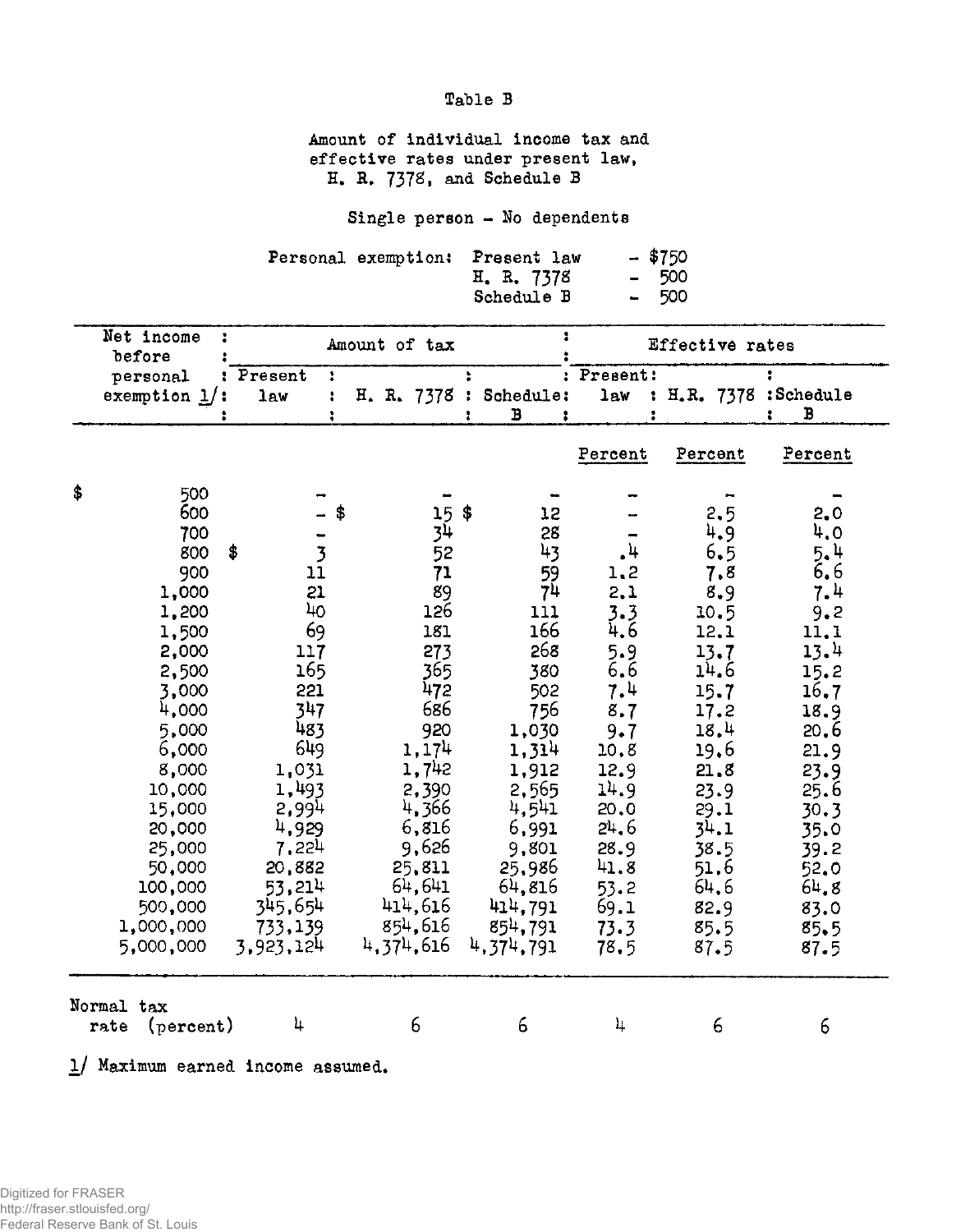Table B

Amount of individual income tax and effective rates under present law, H. R. 7378, and Schedule B

Single person - No dependents

Personal exemption: Present law - $750
H. R. 7378 - 500
Schedule B - 500

| Net income before personal exemption 1/ | Amount of tax | | | Effective rates | | |
|---|---|---|---|---|---|---|
| | Present law | H. R. 7378 | Schedule B | Present law | H.R. 7378 | Schedule B |
| | | | | Percent | Percent | Percent |
| $ 500 | - | - | - | - | - | - |
| 600 | - | $ 15 | $ 12 | - | 2.5 | 2.0 |
| 700 | - | 34 | 28 | - | 4.9 | 4.0 |
| 800 | $ 3 | 52 | 43 | .4 | 6.5 | 5.4 |
| 900 | 11 | 71 | 59 | 1.2 | 7.8 | 6.6 |
| 1,000 | 21 | 89 | 74 | 2.1 | 8.9 | 7.4 |
| 1,200 | 40 | 126 | 111 | 3.3 | 10.5 | 9.2 |
| 1,500 | 69 | 181 | 166 | 4.6 | 12.1 | 11.1 |
| 2,000 | 117 | 273 | 268 | 5.9 | 13.7 | 13.4 |
| 2,500 | 165 | 365 | 380 | 6.6 | 14.6 | 15.2 |
| 3,000 | 221 | 472 | 502 | 7.4 | 15.7 | 16.7 |
| 4,000 | 347 | 686 | 756 | 8.7 | 17.2 | 18.9 |
| 5,000 | 483 | 920 | 1,030 | 9.7 | 18.4 | 20.6 |
| 6,000 | 649 | 1,174 | 1,314 | 10.8 | 19.6 | 21.9 |
| 8,000 | 1,031 | 1,742 | 1,912 | 12.9 | 21.8 | 23.9 |
| 10,000 | 1,493 | 2,390 | 2,565 | 14.9 | 23.9 | 25.6 |
| 15,000 | 2,994 | 4,366 | 4,541 | 20.0 | 29.1 | 30.3 |
| 20,000 | 4,929 | 6,816 | 6,991 | 24.6 | 34.1 | 35.0 |
| 25,000 | 7,224 | 9,626 | 9,801 | 28.9 | 38.5 | 39.2 |
| 50,000 | 20,882 | 25,811 | 25,986 | 41.8 | 51.6 | 52.0 |
| 100,000 | 53,214 | 64,641 | 64,816 | 53.2 | 64.6 | 64.8 |
| 500,000 | 345,654 | 414,616 | 414,791 | 69.1 | 82.9 | 83.0 |
| 1,000,000 | 733,139 | 854,616 | 854,791 | 73.3 | 85.5 | 85.5 |
| 5,000,000 | 3,923,124 | 4,374,616 | 4,374,791 | 78.5 | 87.5 | 87.5 |
| Normal tax rate (percent) | 4 | 6 | 6 | 4 | 6 | 6 |

1/ Maximum earned income assumed.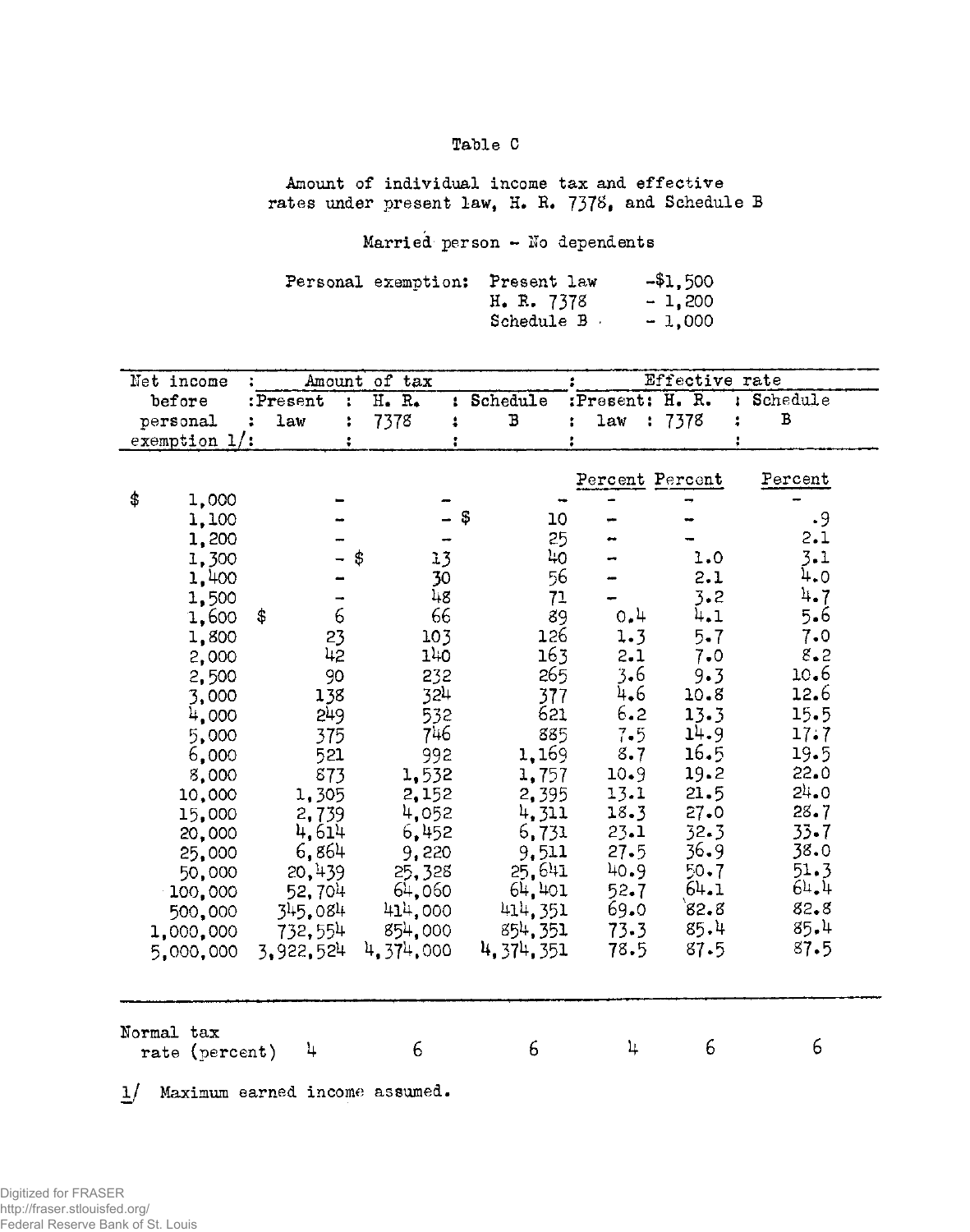Table C

Amount of individual income tax and effective rates under present law, H. R. 7378, and Schedule B

Married person - No dependents

Personal exemption: Present law -$1,500
H. R. 7378 - 1,200
Schedule B - 1,000

| Net income before personal exemption 1/ | Amount of tax | | | Effective rate | | |
|---|---|---|---|---|---|---|
| | Present law | H. R. 7378 | Schedule B | Present law | H. R. 7378 | Schedule B |
| | | | | Percent | Percent | Percent |
| $ 1,000 | - | - | - | - | - | - |
| 1,100 | - | - | $ 10 | - | - | .9 |
| 1,200 | - | - | 25 | - | - | 2.1 |
| 1,300 | - | $ 13 | 40 | - | 1.0 | 3.1 |
| 1,400 | - | 30 | 56 | - | 2.1 | 4.0 |
| 1,500 | - | 48 | 71 | - | 3.2 | 4.7 |
| 1,600 | $ 6 | 66 | 89 | 0.4 | 4.1 | 5.6 |
| 1,800 | 23 | 103 | 126 | 1.3 | 5.7 | 7.0 |
| 2,000 | 42 | 140 | 163 | 2.1 | 7.0 | 8.2 |
| 2,500 | 90 | 232 | 265 | 3.6 | 9.3 | 10.6 |
| 3,000 | 138 | 324 | 377 | 4.6 | 10.8 | 12.6 |
| 4,000 | 249 | 532 | 621 | 6.2 | 13.3 | 15.5 |
| 5,000 | 375 | 746 | 885 | 7.5 | 14.9 | 17.7 |
| 6,000 | 521 | 992 | 1,169 | 8.7 | 16.5 | 19.5 |
| 8,000 | 873 | 1,532 | 1,757 | 10.9 | 19.2 | 22.0 |
| 10,000 | 1,305 | 2,152 | 2,395 | 13.1 | 21.5 | 24.0 |
| 15,000 | 2,739 | 4,052 | 4,311 | 18.3 | 27.0 | 28.7 |
| 20,000 | 4,614 | 6,452 | 6,731 | 23.1 | 32.3 | 33.7 |
| 25,000 | 6,864 | 9,220 | 9,511 | 27.5 | 36.9 | 38.0 |
| 50,000 | 20,439 | 25,328 | 25,641 | 40.9 | 50.7 | 51.3 |
| 100,000 | 52,704 | 64,060 | 64,401 | 52.7 | 64.1 | 64.4 |
| 500,000 | 345,084 | 414,000 | 414,351 | 69.0 | 82.8 | 82.8 |
| 1,000,000 | 732,554 | 854,000 | 854,351 | 73.3 | 85.4 | 85.4 |
| 5,000,000 | 3,922,524 | 4,374,000 | 4,374,351 | 78.5 | 87.5 | 87.5 |
| Normal tax rate (percent) | 4 | 6 | 6 | 4 | 6 | 6 |

1/ Maximum earned income assumed.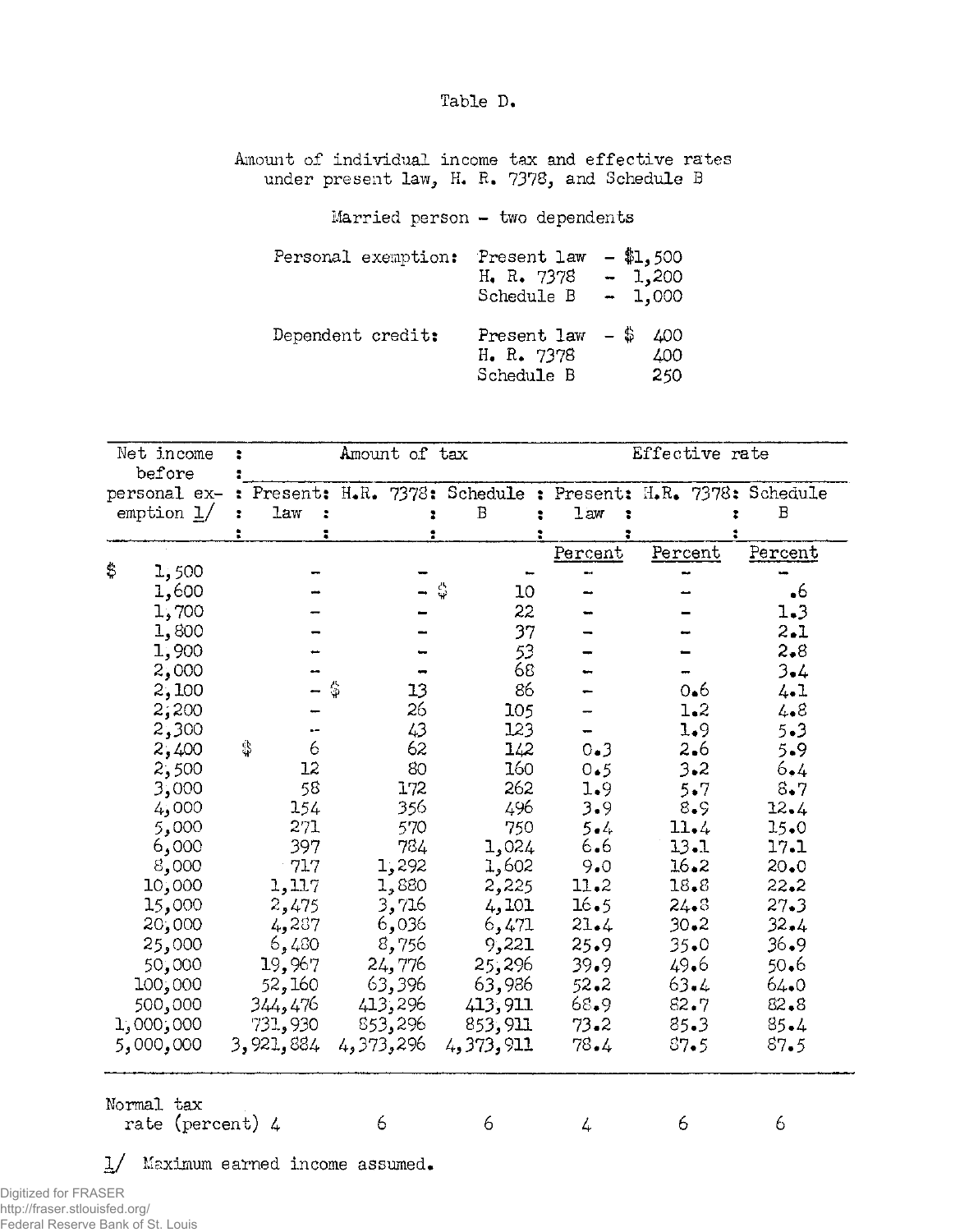Table D.

Amount of individual income tax and effective rates under present law, H. R. 7378, and Schedule B

Married person - two dependents

| Personal exemption: | Present law | - $1,500 |
|---|---|---|
| | H. R. 7378 | - 1,200 |
| | Schedule B | - 1,000 |
| Dependent credit: | Present law | - $ 400 |
| | H. R. 7378 | 400 |
| | Schedule B | 250 |

| Net income before personal exemption 1/ | Amount of tax | | | Effective rate | | |
|---|---|---|---|---|---|---|
| | Present law | H.R. 7378 | Schedule B | Present law | H.R. 7378 | Schedule B |
| | | | | Percent | Percent | Percent |
| $ 1,500 | - | - | - | - | - | - |
| 1,600 | - | - | $ 10 | - | - | .6 |
| 1,700 | - | - | 22 | - | - | 1.3 |
| 1,800 | - | - | 37 | - | - | 2.1 |
| 1,900 | - | - | 53 | - | - | 2.8 |
| 2,000 | - | - | 68 | - | - | 3.4 |
| 2,100 | - | $ 13 | 86 | - | 0.6 | 4.1 |
| 2,200 | - | 26 | 105 | - | 1.2 | 4.8 |
| 2,300 | - | 43 | 123 | - | 1.9 | 5.3 |
| 2,400 | $ 6 | 62 | 142 | 0.3 | 2.6 | 5.9 |
| 2,500 | 12 | 80 | 160 | 0.5 | 3.2 | 6.4 |
| 3,000 | 58 | 172 | 262 | 1.9 | 5.7 | 8.7 |
| 4,000 | 154 | 356 | 496 | 3.9 | 8.9 | 12.4 |
| 5,000 | 271 | 570 | 750 | 5.4 | 11.4 | 15.0 |
| 6,000 | 397 | 784 | 1,024 | 6.6 | 13.1 | 17.1 |
| 8,000 | 717 | 1,292 | 1,602 | 9.0 | 16.2 | 20.0 |
| 10,000 | 1,117 | 1,880 | 2,225 | 11.2 | 18.8 | 22.2 |
| 15,000 | 2,475 | 3,716 | 4,101 | 16.5 | 24.8 | 27.3 |
| 20,000 | 4,287 | 6,036 | 6,471 | 21.4 | 30.2 | 32.4 |
| 25,000 | 6,480 | 8,756 | 9,221 | 25.9 | 35.0 | 36.9 |
| 50,000 | 19,967 | 24,776 | 25,296 | 39.9 | 49.6 | 50.6 |
| 100,000 | 52,160 | 63,396 | 63,986 | 52.2 | 63.4 | 64.0 |
| 500,000 | 344,476 | 413,296 | 413,911 | 68.9 | 82.7 | 82.8 |
| 1,000,000 | 731,930 | 853,296 | 853,911 | 73.2 | 85.3 | 85.4 |
| 5,000,000 | 3,921,884 | 4,373,296 | 4,373,911 | 78.4 | 87.5 | 87.5 |
| Normal tax rate (percent) | 4 | 6 | 6 | 4 | 6 | 6 |

1/ Maximum earned income assumed.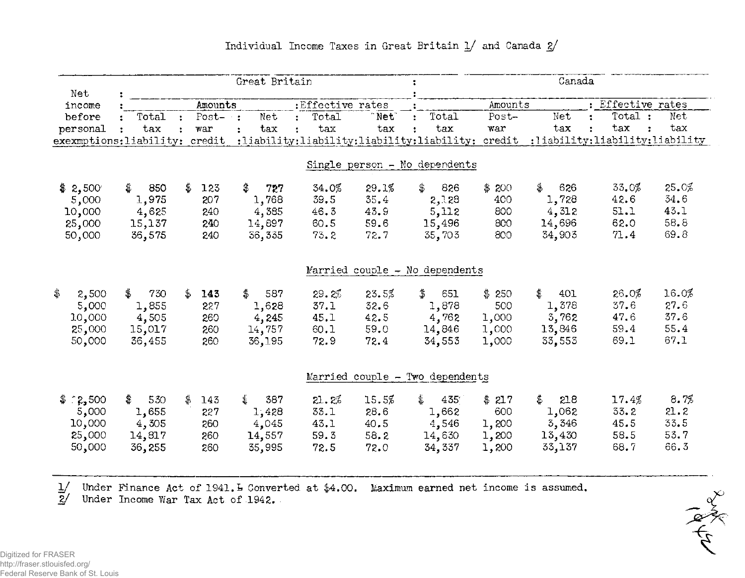Individual Income Taxes in Great Britain 1/ and Canada 2/

| Net income before personal exexmptions | Great Britain | | | | | Canada | | | | |
|---|---|---|---|---|---|---|---|---|---|---|
| | Amounts | | | Effective rates | | Amounts | | | Effective rates | |
| | Total tax liability | Post-war credit | Net tax liability | Total tax liability | Net tax liability | Total tax liability | Post-war credit | Net tax liability | Total tax liability | Net tax liability |
| | **Single person - No dependents** | | | | | | | | | |
| $ 2,500 | $ 850 | $ 123 | $ 727 | 34.0% | 29.1% | $ 826 | $ 200 | $ 626 | 33.0% | 25.0% |
| 5,000 | 1,975 | 207 | 1,768 | 39.5 | 35.4 | 2,128 | 400 | 1,728 | 42.6 | 34.6 |
| 10,000 | 4,625 | 240 | 4,385 | 46.3 | 43.9 | 5,112 | 800 | 4,312 | 51.1 | 43.1 |
| 25,000 | 15,137 | 240 | 14,897 | 60.5 | 59.6 | 15,496 | 800 | 14,696 | 62.0 | 58.8 |
| 50,000 | 36,575 | 240 | 36,335 | 73.2 | 72.7 | 35,703 | 800 | 34,903 | 71.4 | 69.8 |
| | **Married couple - No dependents** | | | | | | | | | |
| $ 2,500 | $ 730 | $ 143 | $ 587 | 29.2% | 23.5% | $ 651 | $ 250 | $ 401 | 26.0% | 16.0% |
| 5,000 | 1,855 | 227 | 1,628 | 37.1 | 32.6 | 1,878 | 500 | 1,378 | 37.6 | 27.6 |
| 10,000 | 4,505 | 260 | 4,245 | 45.1 | 42.5 | 4,762 | 1,000 | 3,762 | 47.6 | 37.6 |
| 25,000 | 15,017 | 260 | 14,757 | 60.1 | 59.0 | 14,846 | 1,000 | 13,846 | 59.4 | 55.4 |
| 50,000 | 36,455 | 260 | 36,195 | 72.9 | 72.4 | 34,553 | 1,000 | 33,553 | 69.1 | 67.1 |
| | **Married couple - Two dependents** | | | | | | | | | |
| $ 2,500 | $ 530 | $ 143 | $ 387 | 21.2% | 15.5% | $ 435 | $ 217 | $ 218 | 17.4% | 8.7% |
| 5,000 | 1,655 | 227 | 1,428 | 33.1 | 28.6 | 1,662 | 600 | 1,062 | 33.2 | 21.2 |
| 10,000 | 4,305 | 260 | 4,045 | 43.1 | 40.5 | 4,546 | 1,200 | 3,346 | 45.5 | 33.5 |
| 25,000 | 14,817 | 260 | 14,557 | 59.3 | 58.2 | 14,630 | 1,200 | 13,430 | 58.5 | 53.7 |
| 50,000 | 36,255 | 260 | 35,995 | 72.5 | 72.0 | 34,337 | 1,200 | 33,137 | 68.7 | 66.3 |

1/ Under Finance Act of 1941. L Converted at $4.00. Maximum earned net income is assumed.
2/ Under Income War Tax Act of 1942.